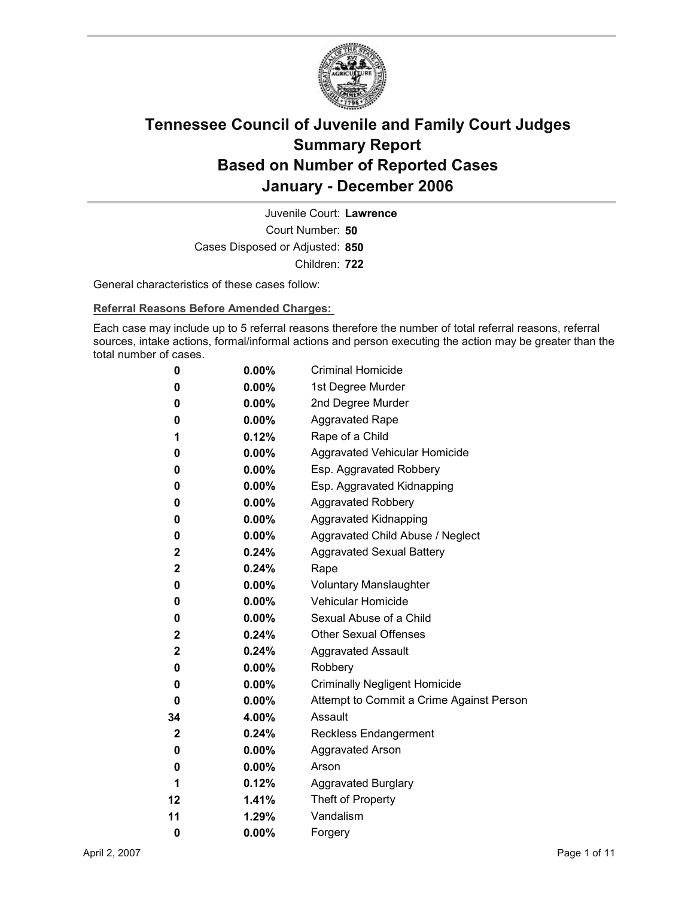# Tennessee Council of Juvenile and Family Court Judges
## Summary Report
## Based on Number of Reported Cases
## January - December 2006

Juvenile Court: **Lawrence**
Court Number: **50**
Cases Disposed or Adjusted: **850**
Children: **722**

General characteristics of these cases follow:

**Referral Reasons Before Amended Charges:**

Each case may include up to 5 referral reasons therefore the number of total referral reasons, referral sources, intake actions, formal/informal actions and person executing the action may be greater than the total number of cases.

| Count | Percent | Referral Reason |
|---|---|---|
| 0 | 0.00% | Criminal Homicide |
| 0 | 0.00% | 1st Degree Murder |
| 0 | 0.00% | 2nd Degree Murder |
| 0 | 0.00% | Aggravated Rape |
| 1 | 0.12% | Rape of a Child |
| 0 | 0.00% | Aggravated Vehicular Homicide |
| 0 | 0.00% | Esp. Aggravated Robbery |
| 0 | 0.00% | Esp. Aggravated Kidnapping |
| 0 | 0.00% | Aggravated Robbery |
| 0 | 0.00% | Aggravated Kidnapping |
| 0 | 0.00% | Aggravated Child Abuse / Neglect |
| 2 | 0.24% | Aggravated Sexual Battery |
| 2 | 0.24% | Rape |
| 0 | 0.00% | Voluntary Manslaughter |
| 0 | 0.00% | Vehicular Homicide |
| 0 | 0.00% | Sexual Abuse of a Child |
| 2 | 0.24% | Other Sexual Offenses |
| 2 | 0.24% | Aggravated Assault |
| 0 | 0.00% | Robbery |
| 0 | 0.00% | Criminally Negligent Homicide |
| 0 | 0.00% | Attempt to Commit a Crime Against Person |
| 34 | 4.00% | Assault |
| 2 | 0.24% | Reckless Endangerment |
| 0 | 0.00% | Aggravated Arson |
| 0 | 0.00% | Arson |
| 1 | 0.12% | Aggravated Burglary |
| 12 | 1.41% | Theft of Property |
| 11 | 1.29% | Vandalism |
| 0 | 0.00% | Forgery |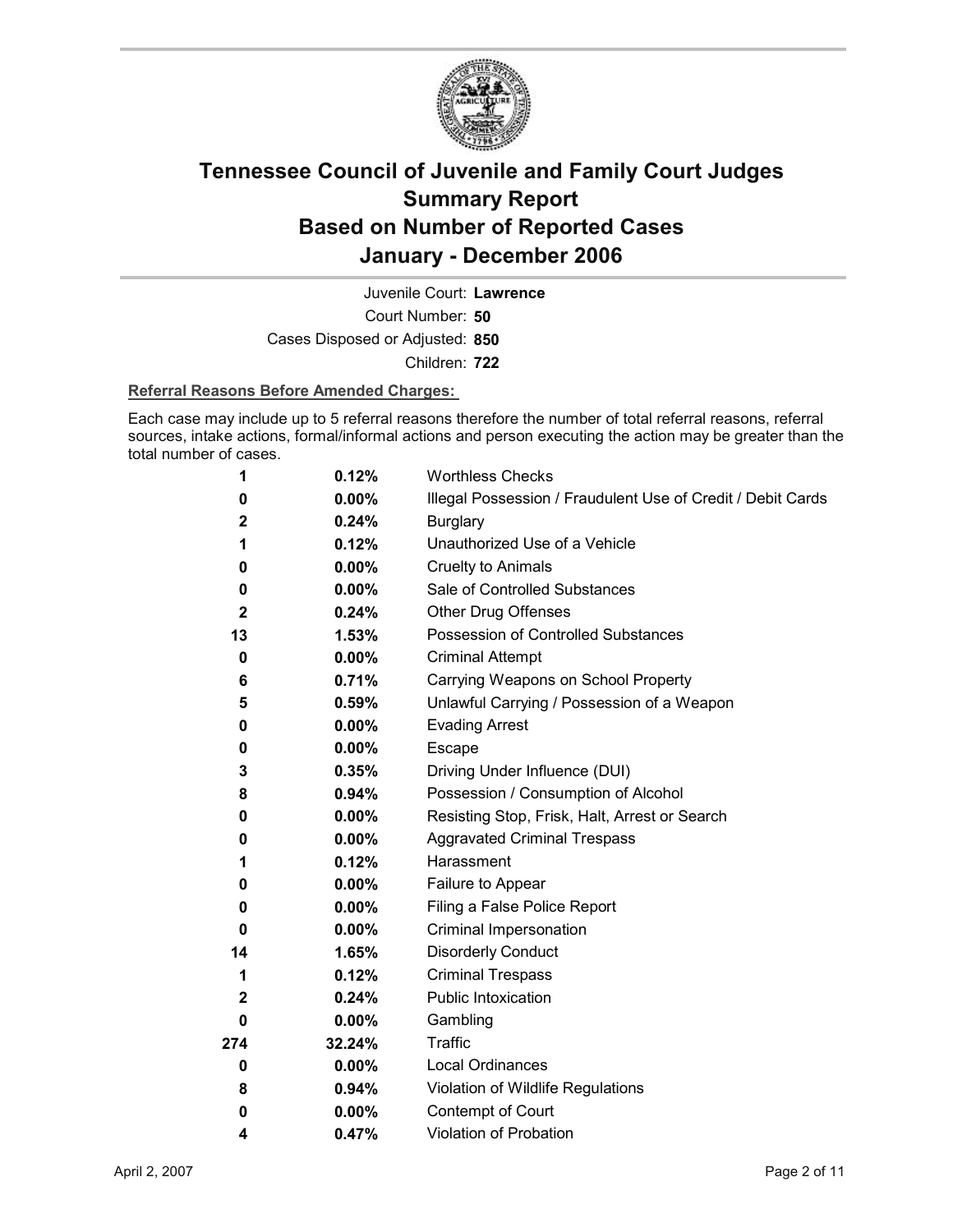# Tennessee Council of Juvenile and Family Court Judges
# Summary Report
# Based on Number of Reported Cases
# January - December 2006

Juvenile Court: **Lawrence**

Court Number: **50**

Cases Disposed or Adjusted: **850**

Children: **722**

**Referral Reasons Before Amended Charges:**

Each case may include up to 5 referral reasons therefore the number of total referral reasons, referral sources, intake actions, formal/informal actions and person executing the action may be greater than the total number of cases.

| | | |
|---|---|---|
| **1** | **0.12%** | Worthless Checks |
| **0** | **0.00%** | Illegal Possession / Fraudulent Use of Credit / Debit Cards |
| **2** | **0.24%** | Burglary |
| **1** | **0.12%** | Unauthorized Use of a Vehicle |
| **0** | **0.00%** | Cruelty to Animals |
| **0** | **0.00%** | Sale of Controlled Substances |
| **2** | **0.24%** | Other Drug Offenses |
| **13** | **1.53%** | Possession of Controlled Substances |
| **0** | **0.00%** | Criminal Attempt |
| **6** | **0.71%** | Carrying Weapons on School Property |
| **5** | **0.59%** | Unlawful Carrying / Possession of a Weapon |
| **0** | **0.00%** | Evading Arrest |
| **0** | **0.00%** | Escape |
| **3** | **0.35%** | Driving Under Influence (DUI) |
| **8** | **0.94%** | Possession / Consumption of Alcohol |
| **0** | **0.00%** | Resisting Stop, Frisk, Halt, Arrest or Search |
| **0** | **0.00%** | Aggravated Criminal Trespass |
| **1** | **0.12%** | Harassment |
| **0** | **0.00%** | Failure to Appear |
| **0** | **0.00%** | Filing a False Police Report |
| **0** | **0.00%** | Criminal Impersonation |
| **14** | **1.65%** | Disorderly Conduct |
| **1** | **0.12%** | Criminal Trespass |
| **2** | **0.24%** | Public Intoxication |
| **0** | **0.00%** | Gambling |
| **274** | **32.24%** | Traffic |
| **0** | **0.00%** | Local Ordinances |
| **8** | **0.94%** | Violation of Wildlife Regulations |
| **0** | **0.00%** | Contempt of Court |
| **4** | **0.47%** | Violation of Probation |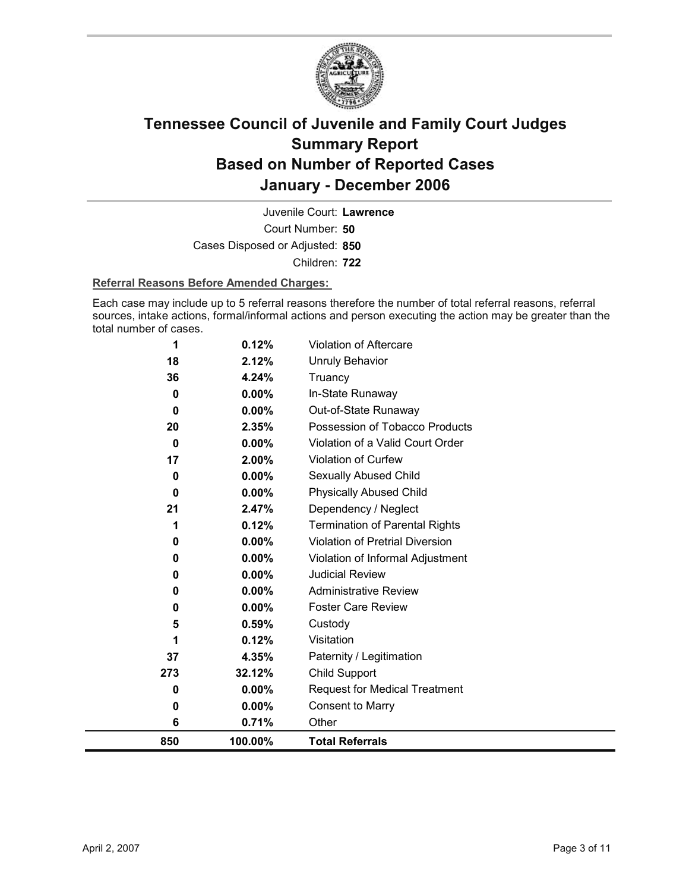# Tennessee Council of Juvenile and Family Court Judges Summary Report Based on Number of Reported Cases January - December 2006

Juvenile Court: **Lawrence**

Court Number: **50**

Cases Disposed or Adjusted: **850**

Children: **722**

**Referral Reasons Before Amended Charges:**

Each case may include up to 5 referral reasons therefore the number of total referral reasons, referral sources, intake actions, formal/informal actions and person executing the action may be greater than the total number of cases.

| | | |
|---|---|---|
| 1 | 0.12% | Violation of Aftercare |
| 18 | 2.12% | Unruly Behavior |
| 36 | 4.24% | Truancy |
| 0 | 0.00% | In-State Runaway |
| 0 | 0.00% | Out-of-State Runaway |
| 20 | 2.35% | Possession of Tobacco Products |
| 0 | 0.00% | Violation of a Valid Court Order |
| 17 | 2.00% | Violation of Curfew |
| 0 | 0.00% | Sexually Abused Child |
| 0 | 0.00% | Physically Abused Child |
| 21 | 2.47% | Dependency / Neglect |
| 1 | 0.12% | Termination of Parental Rights |
| 0 | 0.00% | Violation of Pretrial Diversion |
| 0 | 0.00% | Violation of Informal Adjustment |
| 0 | 0.00% | Judicial Review |
| 0 | 0.00% | Administrative Review |
| 0 | 0.00% | Foster Care Review |
| 5 | 0.59% | Custody |
| 1 | 0.12% | Visitation |
| 37 | 4.35% | Paternity / Legitimation |
| 273 | 32.12% | Child Support |
| 0 | 0.00% | Request for Medical Treatment |
| 0 | 0.00% | Consent to Marry |
| 6 | 0.71% | Other |
| **850** | **100.00%** | **Total Referrals** |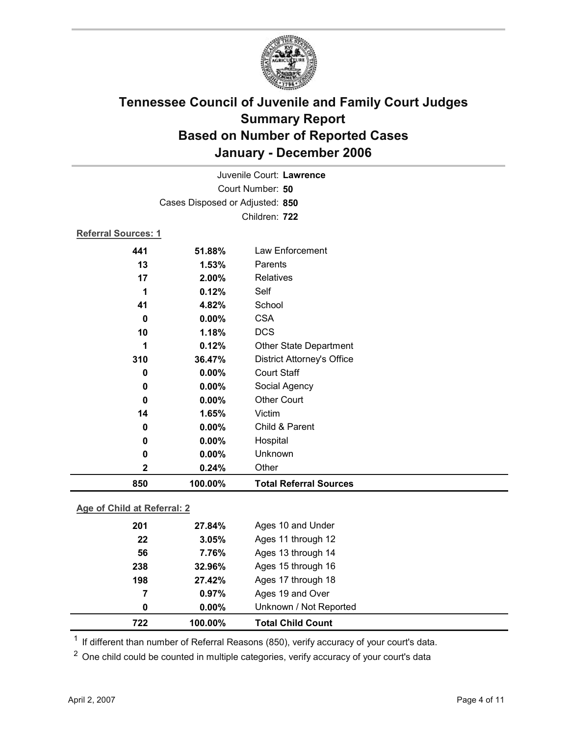# Tennessee Council of Juvenile and Family Court Judges
## Summary Report
## Based on Number of Reported Cases
## January - December 2006

Juvenile Court: **Lawrence**

Court Number: **50**

Cases Disposed or Adjusted: **850**

Children: **722**

**Referral Sources: 1**

| | | |
|---|---|---|
| 441 | 51.88% | Law Enforcement |
| 13 | 1.53% | Parents |
| 17 | 2.00% | Relatives |
| 1 | 0.12% | Self |
| 41 | 4.82% | School |
| 0 | 0.00% | CSA |
| 10 | 1.18% | DCS |
| 1 | 0.12% | Other State Department |
| 310 | 36.47% | District Attorney's Office |
| 0 | 0.00% | Court Staff |
| 0 | 0.00% | Social Agency |
| 0 | 0.00% | Other Court |
| 14 | 1.65% | Victim |
| 0 | 0.00% | Child & Parent |
| 0 | 0.00% | Hospital |
| 0 | 0.00% | Unknown |
| 2 | 0.24% | Other |
| **850** | **100.00%** | **Total Referral Sources** |

**Age of Child at Referral: 2**

| | | |
|---|---|---|
| 201 | 27.84% | Ages 10 and Under |
| 22 | 3.05% | Ages 11 through 12 |
| 56 | 7.76% | Ages 13 through 14 |
| 238 | 32.96% | Ages 15 through 16 |
| 198 | 27.42% | Ages 17 through 18 |
| 7 | 0.97% | Ages 19 and Over |
| 0 | 0.00% | Unknown / Not Reported |
| **722** | **100.00%** | **Total Child Count** |

[1] If different than number of Referral Reasons (850), verify accuracy of your court's data.

[2] One child could be counted in multiple categories, verify accuracy of your court's data

April 2, 2007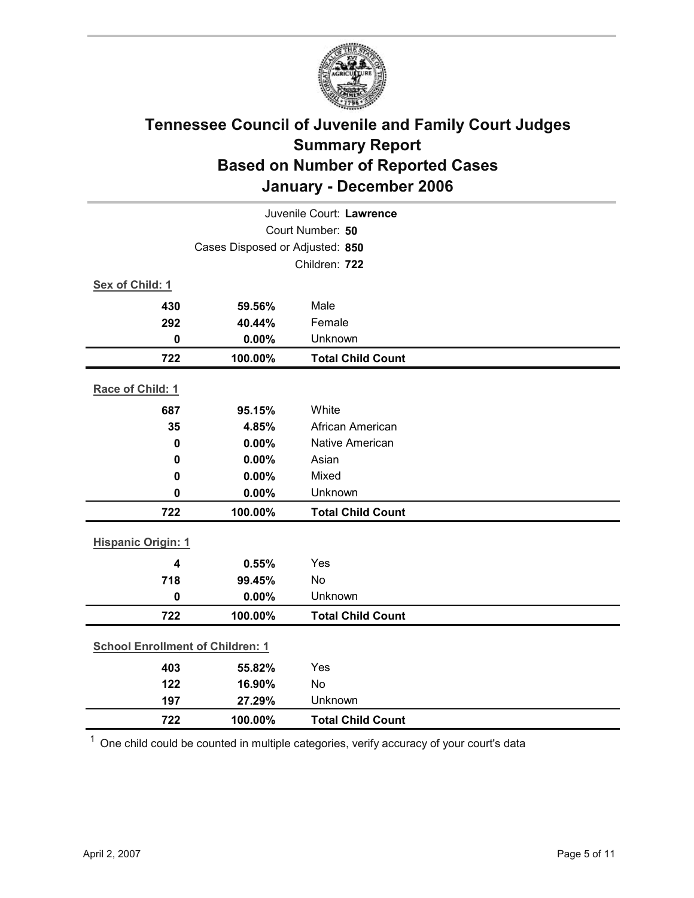# Tennessee Council of Juvenile and Family Court Judges
## Summary Report
## Based on Number of Reported Cases
## January - December 2006

Juvenile Court: **Lawrence**
Court Number: **50**
Cases Disposed or Adjusted: **850**
Children: **722**

**Sex of Child: 1**

| | | |
|---|---|---|
| **430** | **59.56%** | Male |
| **292** | **40.44%** | Female |
| **0** | **0.00%** | Unknown |
| **722** | **100.00%** | **Total Child Count** |

**Race of Child: 1**

| | | |
|---|---|---|
| **687** | **95.15%** | White |
| **35** | **4.85%** | African American |
| **0** | **0.00%** | Native American |
| **0** | **0.00%** | Asian |
| **0** | **0.00%** | Mixed |
| **0** | **0.00%** | Unknown |
| **722** | **100.00%** | **Total Child Count** |

**Hispanic Origin: 1**

| | | |
|---|---|---|
| **4** | **0.55%** | Yes |
| **718** | **99.45%** | No |
| **0** | **0.00%** | Unknown |
| **722** | **100.00%** | **Total Child Count** |

**School Enrollment of Children: 1**

| | | |
|---|---|---|
| **403** | **55.82%** | Yes |
| **122** | **16.90%** | No |
| **197** | **27.29%** | Unknown |
| **722** | **100.00%** | **Total Child Count** |

[1] One child could be counted in multiple categories, verify accuracy of your court's data

April 2, 2007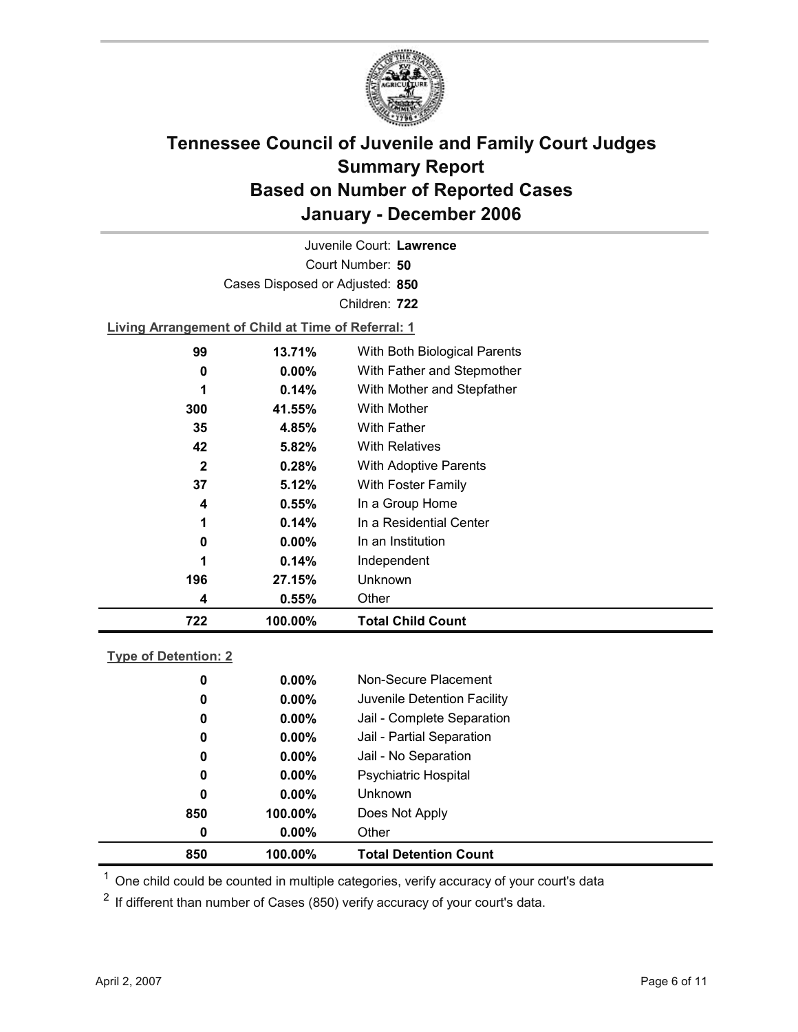# Tennessee Council of Juvenile and Family Court Judges Summary Report Based on Number of Reported Cases January - December 2006

Juvenile Court: **Lawrence**

Court Number: **50**

Cases Disposed or Adjusted: **850**

Children: **722**

**Living Arrangement of Child at Time of Referral: 1**

| Count | Percent | Category |
|---|---|---|
| 99 | 13.71% | With Both Biological Parents |
| 0 | 0.00% | With Father and Stepmother |
| 1 | 0.14% | With Mother and Stepfather |
| 300 | 41.55% | With Mother |
| 35 | 4.85% | With Father |
| 42 | 5.82% | With Relatives |
| 2 | 0.28% | With Adoptive Parents |
| 37 | 5.12% | With Foster Family |
| 4 | 0.55% | In a Group Home |
| 1 | 0.14% | In a Residential Center |
| 0 | 0.00% | In an Institution |
| 1 | 0.14% | Independent |
| 196 | 27.15% | Unknown |
| 4 | 0.55% | Other |
| **722** | **100.00%** | **Total Child Count** |

**Type of Detention: 2**

| Count | Percent | Category |
|---|---|---|
| 0 | 0.00% | Non-Secure Placement |
| 0 | 0.00% | Juvenile Detention Facility |
| 0 | 0.00% | Jail - Complete Separation |
| 0 | 0.00% | Jail - Partial Separation |
| 0 | 0.00% | Jail - No Separation |
| 0 | 0.00% | Psychiatric Hospital |
| 0 | 0.00% | Unknown |
| 850 | 100.00% | Does Not Apply |
| 0 | 0.00% | Other |
| **850** | **100.00%** | **Total Detention Count** |

[1] One child could be counted in multiple categories, verify accuracy of your court's data

[2] If different than number of Cases (850) verify accuracy of your court's data.

April 2, 2007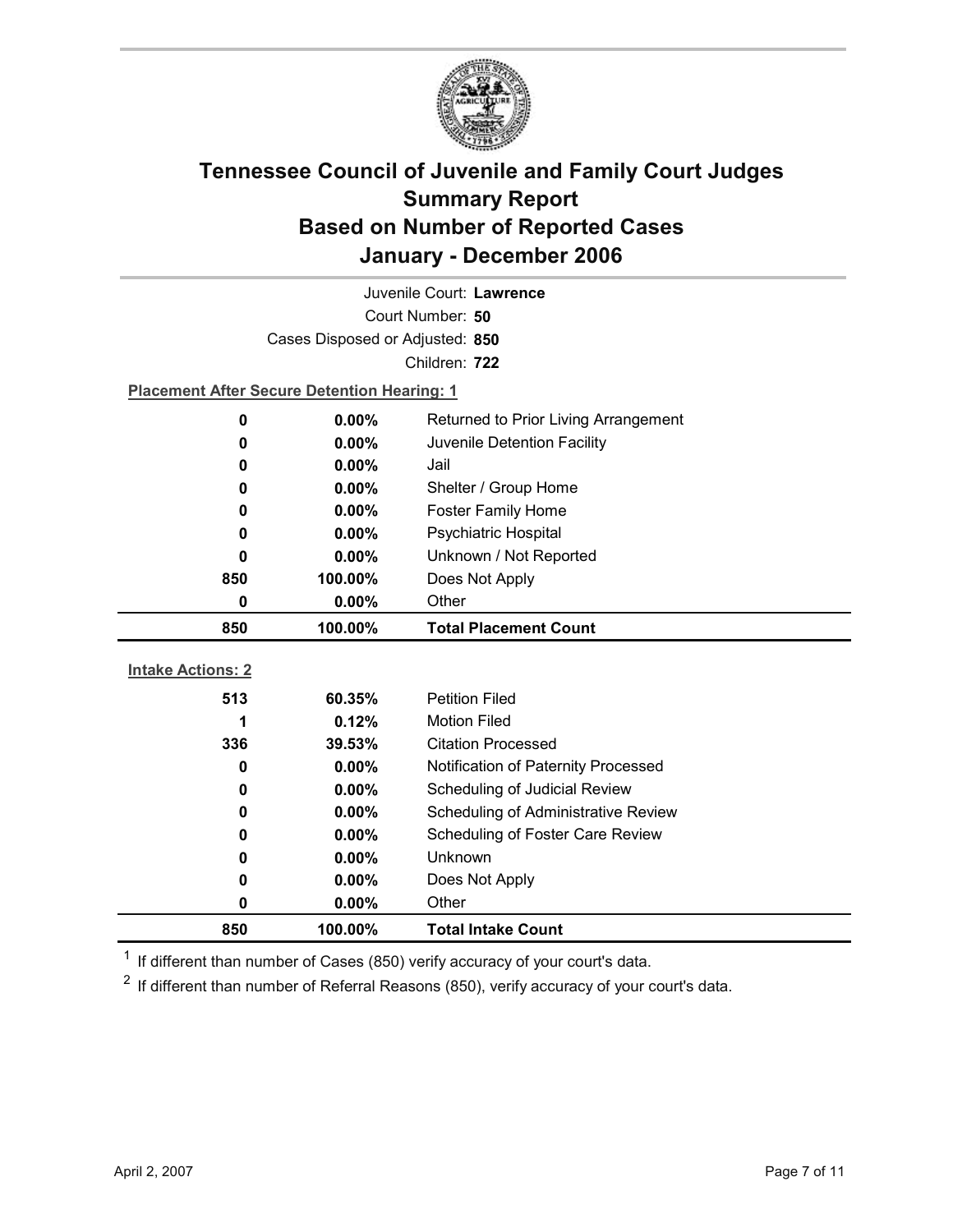# Tennessee Council of Juvenile and Family Court Judges Summary Report Based on Number of Reported Cases January - December 2006

Juvenile Court: **Lawrence**

Court Number: **50**

Cases Disposed or Adjusted: **850**

Children: **722**

**Placement After Secure Detention Hearing: 1**

| | | |
|---|---|---|
| 0 | 0.00% | Returned to Prior Living Arrangement |
| 0 | 0.00% | Juvenile Detention Facility |
| 0 | 0.00% | Jail |
| 0 | 0.00% | Shelter / Group Home |
| 0 | 0.00% | Foster Family Home |
| 0 | 0.00% | Psychiatric Hospital |
| 0 | 0.00% | Unknown / Not Reported |
| 850 | 100.00% | Does Not Apply |
| 0 | 0.00% | Other |
| **850** | **100.00%** | **Total Placement Count** |

**Intake Actions: 2**

| | | |
|---|---|---|
| 513 | 60.35% | Petition Filed |
| 1 | 0.12% | Motion Filed |
| 336 | 39.53% | Citation Processed |
| 0 | 0.00% | Notification of Paternity Processed |
| 0 | 0.00% | Scheduling of Judicial Review |
| 0 | 0.00% | Scheduling of Administrative Review |
| 0 | 0.00% | Scheduling of Foster Care Review |
| 0 | 0.00% | Unknown |
| 0 | 0.00% | Does Not Apply |
| 0 | 0.00% | Other |
| **850** | **100.00%** | **Total Intake Count** |

[1] If different than number of Cases (850) verify accuracy of your court's data.

[2] If different than number of Referral Reasons (850), verify accuracy of your court's data.

April 2, 2007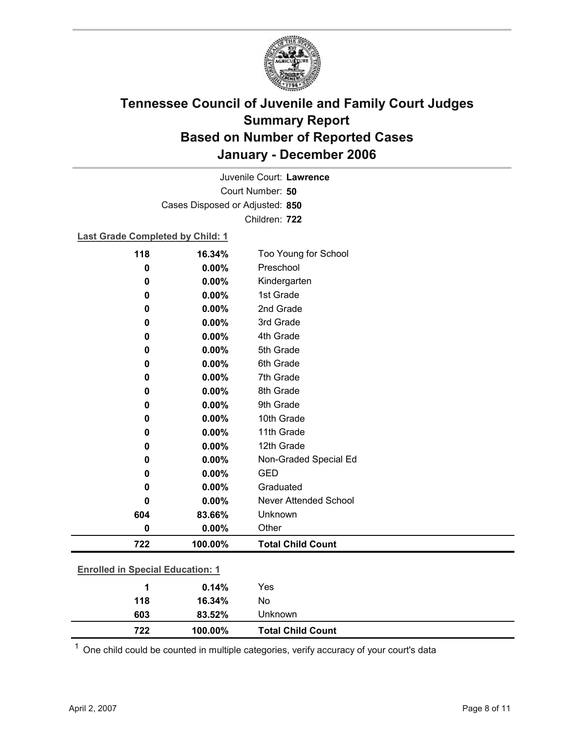# Tennessee Council of Juvenile and Family Court Judges
## Summary Report
## Based on Number of Reported Cases
## January - December 2006

Juvenile Court: **Lawrence**
Court Number: **50**
Cases Disposed or Adjusted: **850**
Children: **722**

**Last Grade Completed by Child: 1**

| Count | Percent | Category |
|---|---|---|
| 118 | 16.34% | Too Young for School |
| 0 | 0.00% | Preschool |
| 0 | 0.00% | Kindergarten |
| 0 | 0.00% | 1st Grade |
| 0 | 0.00% | 2nd Grade |
| 0 | 0.00% | 3rd Grade |
| 0 | 0.00% | 4th Grade |
| 0 | 0.00% | 5th Grade |
| 0 | 0.00% | 6th Grade |
| 0 | 0.00% | 7th Grade |
| 0 | 0.00% | 8th Grade |
| 0 | 0.00% | 9th Grade |
| 0 | 0.00% | 10th Grade |
| 0 | 0.00% | 11th Grade |
| 0 | 0.00% | 12th Grade |
| 0 | 0.00% | Non-Graded Special Ed |
| 0 | 0.00% | GED |
| 0 | 0.00% | Graduated |
| 0 | 0.00% | Never Attended School |
| 604 | 83.66% | Unknown |
| 0 | 0.00% | Other |
| **722** | **100.00%** | **Total Child Count** |

**Enrolled in Special Education: 1**

| Count | Percent | Category |
|---|---|---|
| 1 | 0.14% | Yes |
| 118 | 16.34% | No |
| 603 | 83.52% | Unknown |
| **722** | **100.00%** | **Total Child Count** |

[1] One child could be counted in multiple categories, verify accuracy of your court's data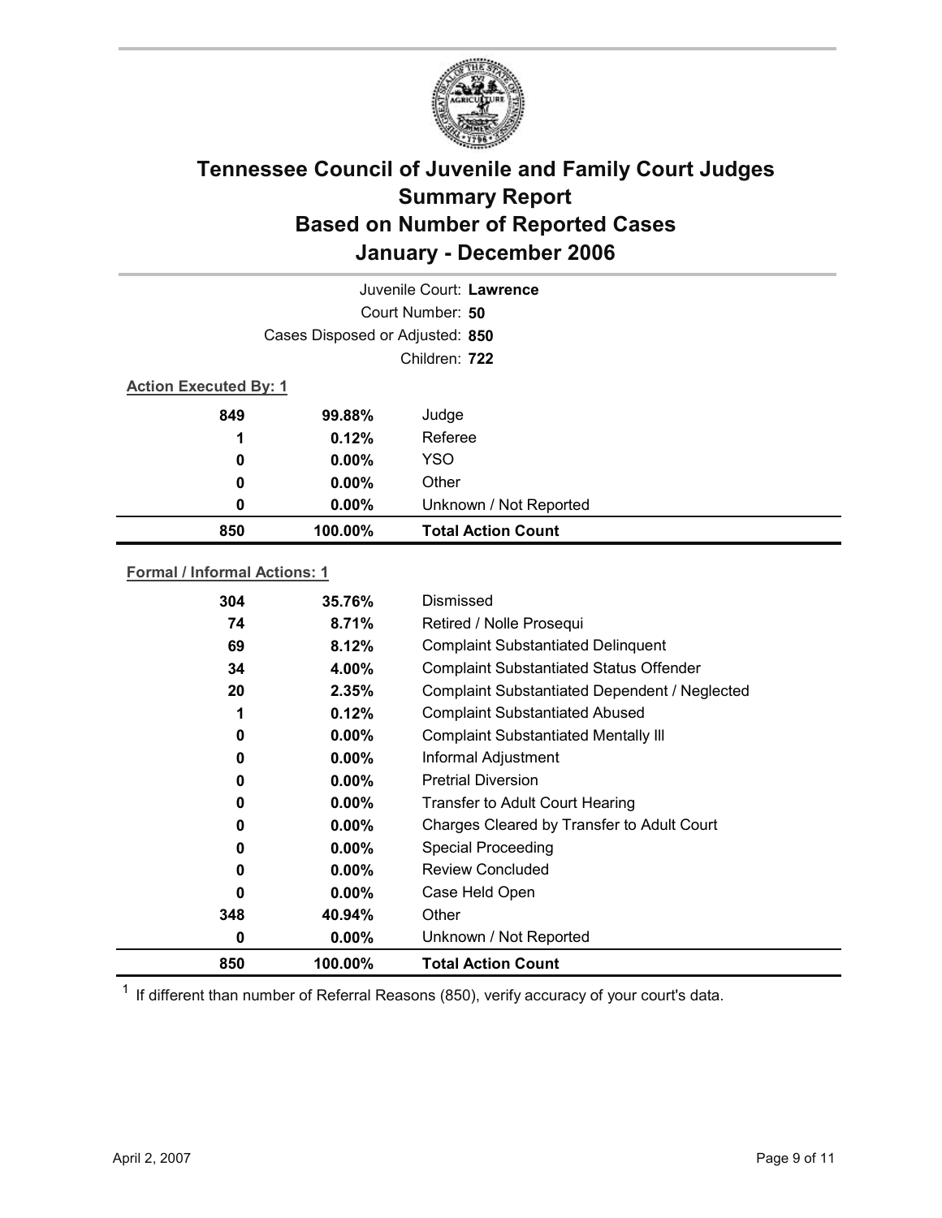# Tennessee Council of Juvenile and Family Court Judges
## Summary Report
## Based on Number of Reported Cases
## January - December 2006

Juvenile Court: **Lawrence**

Court Number: **50**

Cases Disposed or Adjusted: **850**

Children: **722**

**Action Executed By: 1**

| | | |
|---|---|---|
| 849 | 99.88% | Judge |
| 1 | 0.12% | Referee |
| 0 | 0.00% | YSO |
| 0 | 0.00% | Other |
| 0 | 0.00% | Unknown / Not Reported |
| **850** | **100.00%** | **Total Action Count** |

**Formal / Informal Actions: 1**

| | | |
|---|---|---|
| 304 | 35.76% | Dismissed |
| 74 | 8.71% | Retired / Nolle Prosequi |
| 69 | 8.12% | Complaint Substantiated Delinquent |
| 34 | 4.00% | Complaint Substantiated Status Offender |
| 20 | 2.35% | Complaint Substantiated Dependent / Neglected |
| 1 | 0.12% | Complaint Substantiated Abused |
| 0 | 0.00% | Complaint Substantiated Mentally Ill |
| 0 | 0.00% | Informal Adjustment |
| 0 | 0.00% | Pretrial Diversion |
| 0 | 0.00% | Transfer to Adult Court Hearing |
| 0 | 0.00% | Charges Cleared by Transfer to Adult Court |
| 0 | 0.00% | Special Proceeding |
| 0 | 0.00% | Review Concluded |
| 0 | 0.00% | Case Held Open |
| 348 | 40.94% | Other |
| 0 | 0.00% | Unknown / Not Reported |
| **850** | **100.00%** | **Total Action Count** |

[1] If different than number of Referral Reasons (850), verify accuracy of your court's data.

April 2, 2007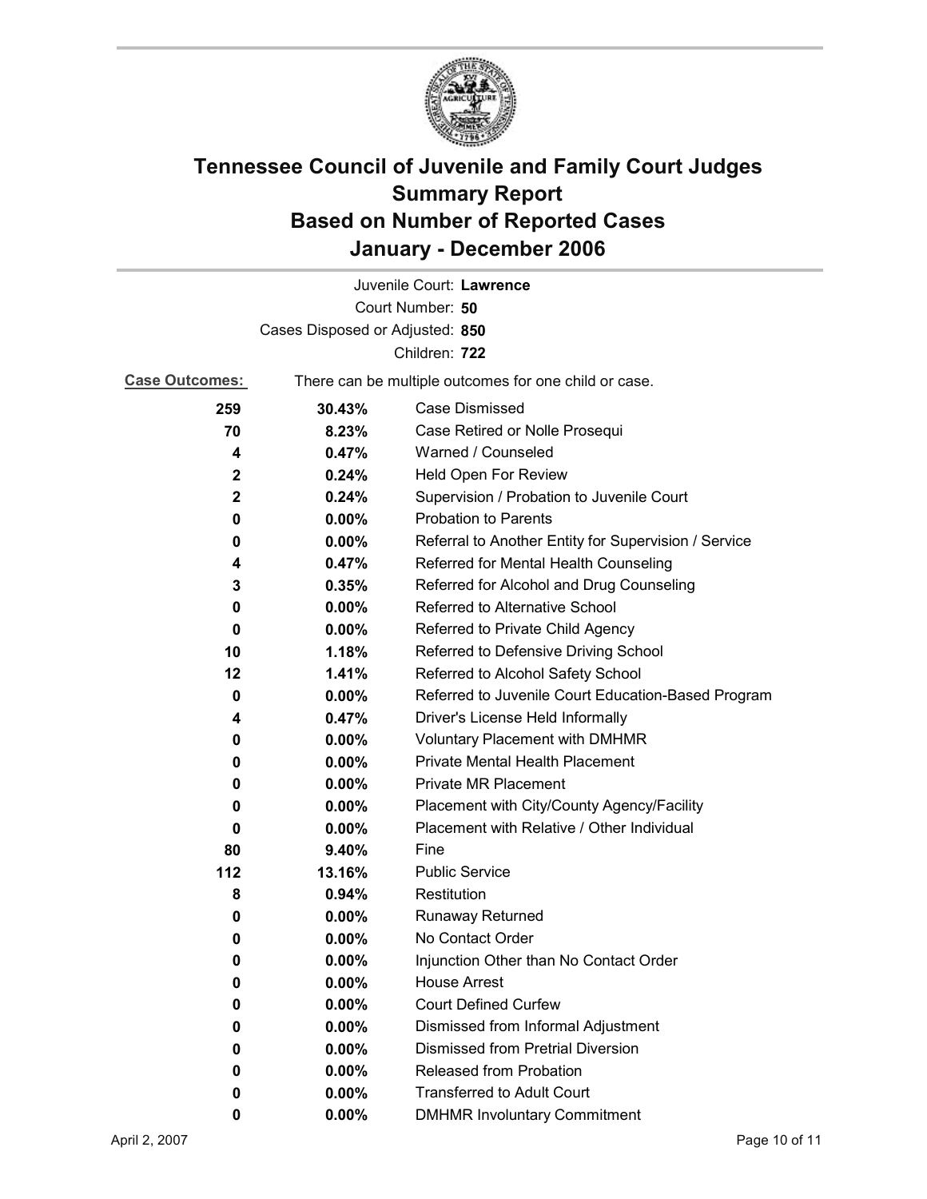# Tennessee Council of Juvenile and Family Court Judges Summary Report Based on Number of Reported Cases January - December 2006

Juvenile Court: **Lawrence**
Court Number: **50**
Cases Disposed or Adjusted: **850**
Children: **722**

**Case Outcomes:** There can be multiple outcomes for one child or case.

| Count | Percent | Outcome |
|---|---|---|
| **259** | **30.43%** | Case Dismissed |
| **70** | **8.23%** | Case Retired or Nolle Prosequi |
| **4** | **0.47%** | Warned / Counseled |
| **2** | **0.24%** | Held Open For Review |
| **2** | **0.24%** | Supervision / Probation to Juvenile Court |
| **0** | **0.00%** | Probation to Parents |
| **0** | **0.00%** | Referral to Another Entity for Supervision / Service |
| **4** | **0.47%** | Referred for Mental Health Counseling |
| **3** | **0.35%** | Referred for Alcohol and Drug Counseling |
| **0** | **0.00%** | Referred to Alternative School |
| **0** | **0.00%** | Referred to Private Child Agency |
| **10** | **1.18%** | Referred to Defensive Driving School |
| **12** | **1.41%** | Referred to Alcohol Safety School |
| **0** | **0.00%** | Referred to Juvenile Court Education-Based Program |
| **4** | **0.47%** | Driver's License Held Informally |
| **0** | **0.00%** | Voluntary Placement with DMHMR |
| **0** | **0.00%** | Private Mental Health Placement |
| **0** | **0.00%** | Private MR Placement |
| **0** | **0.00%** | Placement with City/County Agency/Facility |
| **0** | **0.00%** | Placement with Relative / Other Individual |
| **80** | **9.40%** | Fine |
| **112** | **13.16%** | Public Service |
| **8** | **0.94%** | Restitution |
| **0** | **0.00%** | Runaway Returned |
| **0** | **0.00%** | No Contact Order |
| **0** | **0.00%** | Injunction Other than No Contact Order |
| **0** | **0.00%** | House Arrest |
| **0** | **0.00%** | Court Defined Curfew |
| **0** | **0.00%** | Dismissed from Informal Adjustment |
| **0** | **0.00%** | Dismissed from Pretrial Diversion |
| **0** | **0.00%** | Released from Probation |
| **0** | **0.00%** | Transferred to Adult Court |
| **0** | **0.00%** | DMHMR Involuntary Commitment |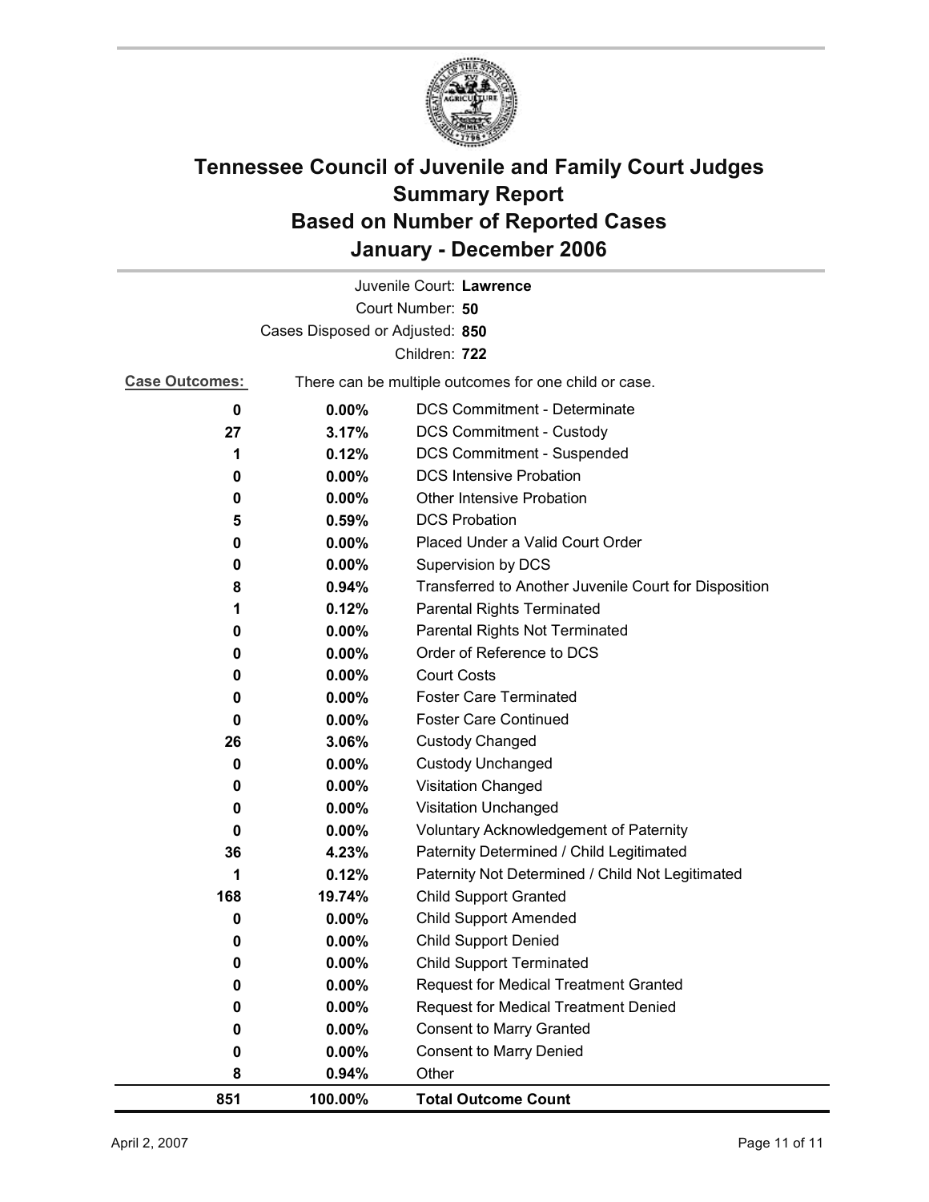# Tennessee Council of Juvenile and Family Court Judges
# Summary Report
# Based on Number of Reported Cases
# January - December 2006

Juvenile Court: **Lawrence**

Court Number: **50**

Cases Disposed or Adjusted: **850**

Children: **722**

**Case Outcomes:** There can be multiple outcomes for one child or case.

| | | |
|---|---|---|
| **0** | **0.00%** | DCS Commitment - Determinate |
| **27** | **3.17%** | DCS Commitment - Custody |
| **1** | **0.12%** | DCS Commitment - Suspended |
| **0** | **0.00%** | DCS Intensive Probation |
| **0** | **0.00%** | Other Intensive Probation |
| **5** | **0.59%** | DCS Probation |
| **0** | **0.00%** | Placed Under a Valid Court Order |
| **0** | **0.00%** | Supervision by DCS |
| **8** | **0.94%** | Transferred to Another Juvenile Court for Disposition |
| **1** | **0.12%** | Parental Rights Terminated |
| **0** | **0.00%** | Parental Rights Not Terminated |
| **0** | **0.00%** | Order of Reference to DCS |
| **0** | **0.00%** | Court Costs |
| **0** | **0.00%** | Foster Care Terminated |
| **0** | **0.00%** | Foster Care Continued |
| **26** | **3.06%** | Custody Changed |
| **0** | **0.00%** | Custody Unchanged |
| **0** | **0.00%** | Visitation Changed |
| **0** | **0.00%** | Visitation Unchanged |
| **0** | **0.00%** | Voluntary Acknowledgement of Paternity |
| **36** | **4.23%** | Paternity Determined / Child Legitimated |
| **1** | **0.12%** | Paternity Not Determined / Child Not Legitimated |
| **168** | **19.74%** | Child Support Granted |
| **0** | **0.00%** | Child Support Amended |
| **0** | **0.00%** | Child Support Denied |
| **0** | **0.00%** | Child Support Terminated |
| **0** | **0.00%** | Request for Medical Treatment Granted |
| **0** | **0.00%** | Request for Medical Treatment Denied |
| **0** | **0.00%** | Consent to Marry Granted |
| **0** | **0.00%** | Consent to Marry Denied |
| **8** | **0.94%** | Other |
| **851** | **100.00%** | **Total Outcome Count** |

April 2, 2007